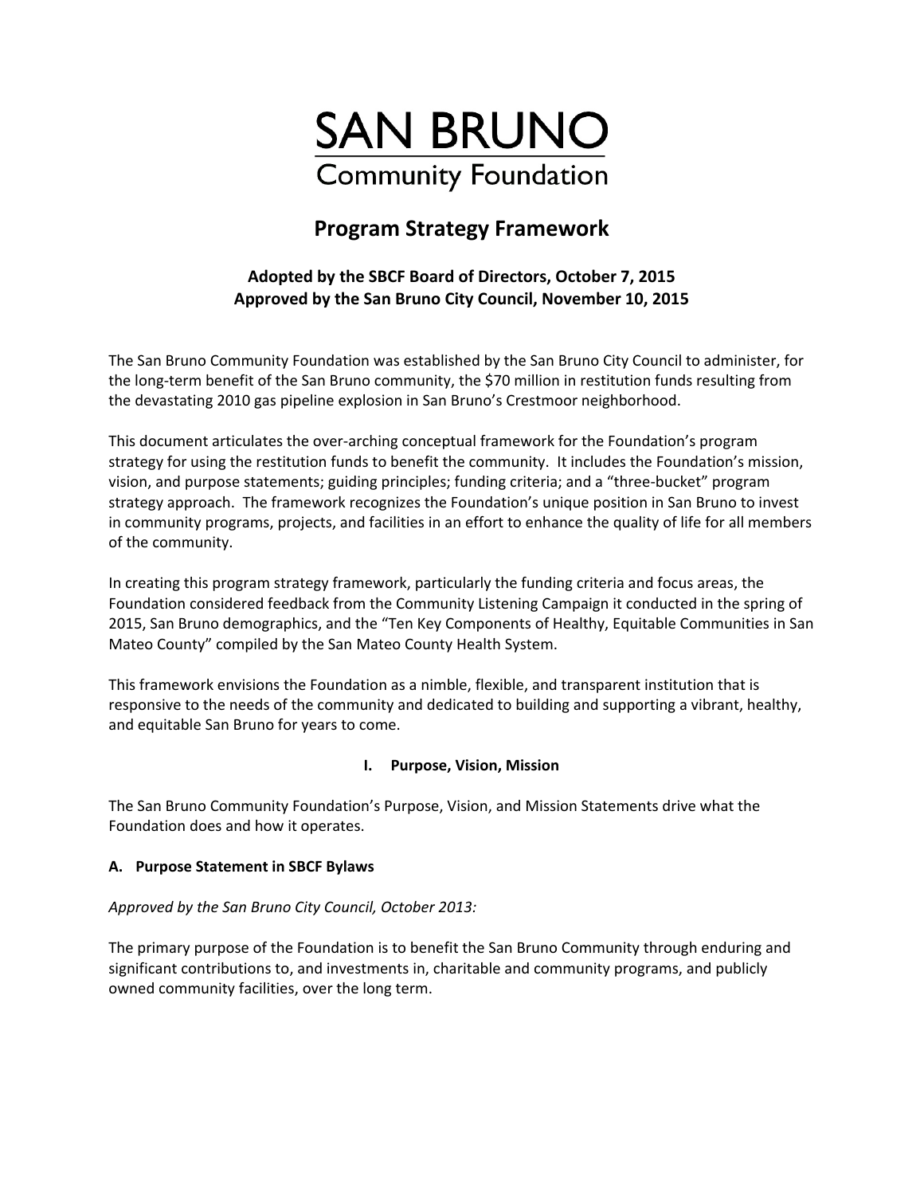# SAN BRUNO
## Community Foundation

# Program Strategy Framework

**Adopted by the SBCF Board of Directors, October 7, 2015**
**Approved by the San Bruno City Council, November 10, 2015**

The San Bruno Community Foundation was established by the San Bruno City Council to administer, for the long-term benefit of the San Bruno community, the $70 million in restitution funds resulting from the devastating 2010 gas pipeline explosion in San Bruno's Crestmoor neighborhood.

This document articulates the over-arching conceptual framework for the Foundation's program strategy for using the restitution funds to benefit the community. It includes the Foundation's mission, vision, and purpose statements; guiding principles; funding criteria; and a "three-bucket" program strategy approach. The framework recognizes the Foundation's unique position in San Bruno to invest in community programs, projects, and facilities in an effort to enhance the quality of life for all members of the community.

In creating this program strategy framework, particularly the funding criteria and focus areas, the Foundation considered feedback from the Community Listening Campaign it conducted in the spring of 2015, San Bruno demographics, and the "Ten Key Components of Healthy, Equitable Communities in San Mateo County" compiled by the San Mateo County Health System.

This framework envisions the Foundation as a nimble, flexible, and transparent institution that is responsive to the needs of the community and dedicated to building and supporting a vibrant, healthy, and equitable San Bruno for years to come.

## I. Purpose, Vision, Mission

The San Bruno Community Foundation's Purpose, Vision, and Mission Statements drive what the Foundation does and how it operates.

### A. Purpose Statement in SBCF Bylaws

*Approved by the San Bruno City Council, October 2013:*

The primary purpose of the Foundation is to benefit the San Bruno Community through enduring and significant contributions to, and investments in, charitable and community programs, and publicly owned community facilities, over the long term.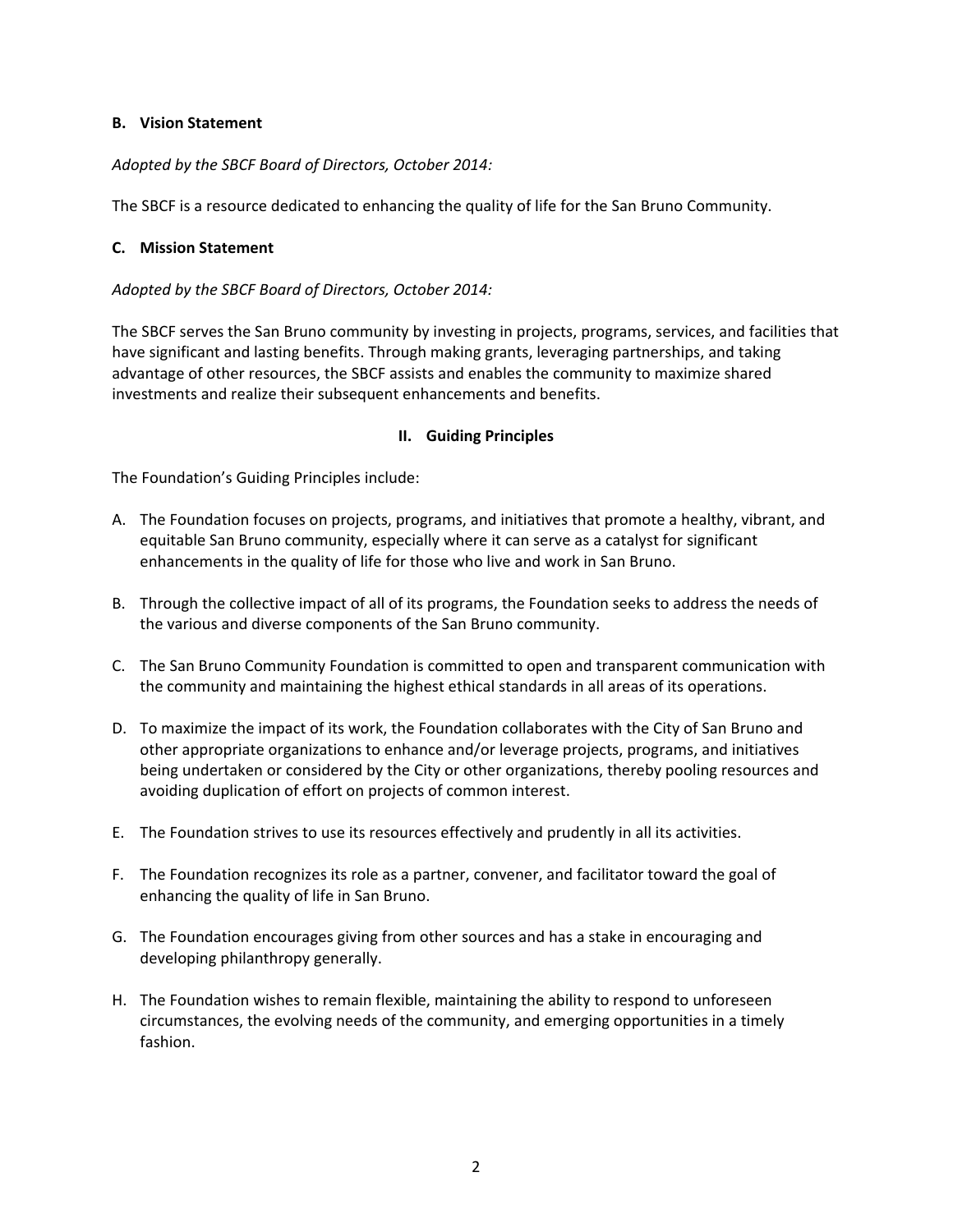**B. Vision Statement**

*Adopted by the SBCF Board of Directors, October 2014:*

The SBCF is a resource dedicated to enhancing the quality of life for the San Bruno Community.

**C. Mission Statement**

*Adopted by the SBCF Board of Directors, October 2014:*

The SBCF serves the San Bruno community by investing in projects, programs, services, and facilities that have significant and lasting benefits. Through making grants, leveraging partnerships, and taking advantage of other resources, the SBCF assists and enables the community to maximize shared investments and realize their subsequent enhancements and benefits.

## II. Guiding Principles

The Foundation's Guiding Principles include:

A. The Foundation focuses on projects, programs, and initiatives that promote a healthy, vibrant, and equitable San Bruno community, especially where it can serve as a catalyst for significant enhancements in the quality of life for those who live and work in San Bruno.

B. Through the collective impact of all of its programs, the Foundation seeks to address the needs of the various and diverse components of the San Bruno community.

C. The San Bruno Community Foundation is committed to open and transparent communication with the community and maintaining the highest ethical standards in all areas of its operations.

D. To maximize the impact of its work, the Foundation collaborates with the City of San Bruno and other appropriate organizations to enhance and/or leverage projects, programs, and initiatives being undertaken or considered by the City or other organizations, thereby pooling resources and avoiding duplication of effort on projects of common interest.

E. The Foundation strives to use its resources effectively and prudently in all its activities.

F. The Foundation recognizes its role as a partner, convener, and facilitator toward the goal of enhancing the quality of life in San Bruno.

G. The Foundation encourages giving from other sources and has a stake in encouraging and developing philanthropy generally.

H. The Foundation wishes to remain flexible, maintaining the ability to respond to unforeseen circumstances, the evolving needs of the community, and emerging opportunities in a timely fashion.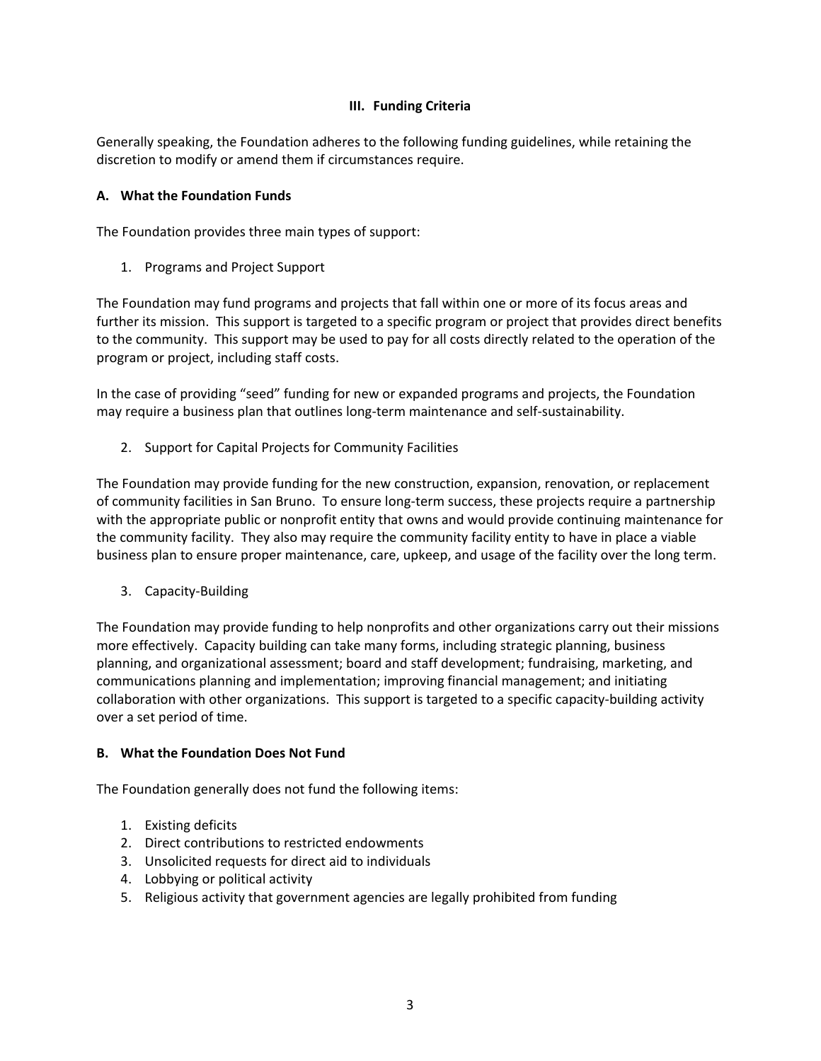## III. Funding Criteria

Generally speaking, the Foundation adheres to the following funding guidelines, while retaining the discretion to modify or amend them if circumstances require.

### A. What the Foundation Funds

The Foundation provides three main types of support:

1. Programs and Project Support

The Foundation may fund programs and projects that fall within one or more of its focus areas and further its mission. This support is targeted to a specific program or project that provides direct benefits to the community. This support may be used to pay for all costs directly related to the operation of the program or project, including staff costs.

In the case of providing "seed" funding for new or expanded programs and projects, the Foundation may require a business plan that outlines long-term maintenance and self-sustainability.

2. Support for Capital Projects for Community Facilities

The Foundation may provide funding for the new construction, expansion, renovation, or replacement of community facilities in San Bruno. To ensure long-term success, these projects require a partnership with the appropriate public or nonprofit entity that owns and would provide continuing maintenance for the community facility. They also may require the community facility entity to have in place a viable business plan to ensure proper maintenance, care, upkeep, and usage of the facility over the long term.

3. Capacity-Building

The Foundation may provide funding to help nonprofits and other organizations carry out their missions more effectively. Capacity building can take many forms, including strategic planning, business planning, and organizational assessment; board and staff development; fundraising, marketing, and communications planning and implementation; improving financial management; and initiating collaboration with other organizations. This support is targeted to a specific capacity-building activity over a set period of time.

### B. What the Foundation Does Not Fund

The Foundation generally does not fund the following items:

1. Existing deficits
2. Direct contributions to restricted endowments
3. Unsolicited requests for direct aid to individuals
4. Lobbying or political activity
5. Religious activity that government agencies are legally prohibited from funding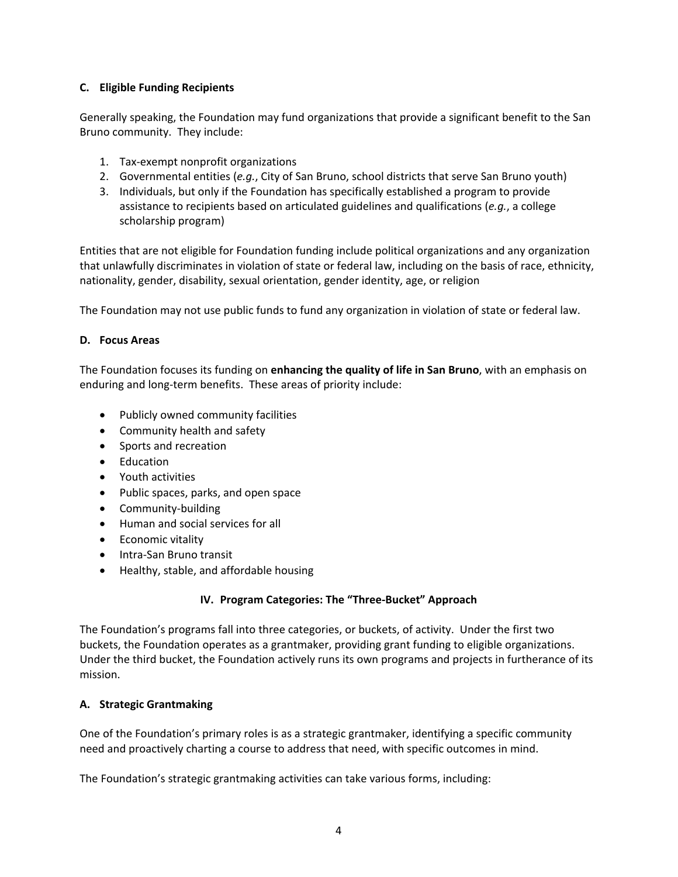### C. Eligible Funding Recipients

Generally speaking, the Foundation may fund organizations that provide a significant benefit to the San Bruno community. They include:

1. Tax-exempt nonprofit organizations
2. Governmental entities (*e.g.*, City of San Bruno, school districts that serve San Bruno youth)
3. Individuals, but only if the Foundation has specifically established a program to provide assistance to recipients based on articulated guidelines and qualifications (*e.g.*, a college scholarship program)

Entities that are not eligible for Foundation funding include political organizations and any organization that unlawfully discriminates in violation of state or federal law, including on the basis of race, ethnicity, nationality, gender, disability, sexual orientation, gender identity, age, or religion

The Foundation may not use public funds to fund any organization in violation of state or federal law.

### D. Focus Areas

The Foundation focuses its funding on **enhancing the quality of life in San Bruno**, with an emphasis on enduring and long-term benefits. These areas of priority include:

- Publicly owned community facilities
- Community health and safety
- Sports and recreation
- Education
- Youth activities
- Public spaces, parks, and open space
- Community-building
- Human and social services for all
- Economic vitality
- Intra-San Bruno transit
- Healthy, stable, and affordable housing

## IV. Program Categories: The "Three-Bucket" Approach

The Foundation's programs fall into three categories, or buckets, of activity. Under the first two buckets, the Foundation operates as a grantmaker, providing grant funding to eligible organizations. Under the third bucket, the Foundation actively runs its own programs and projects in furtherance of its mission.

### A. Strategic Grantmaking

One of the Foundation's primary roles is as a strategic grantmaker, identifying a specific community need and proactively charting a course to address that need, with specific outcomes in mind.

The Foundation's strategic grantmaking activities can take various forms, including: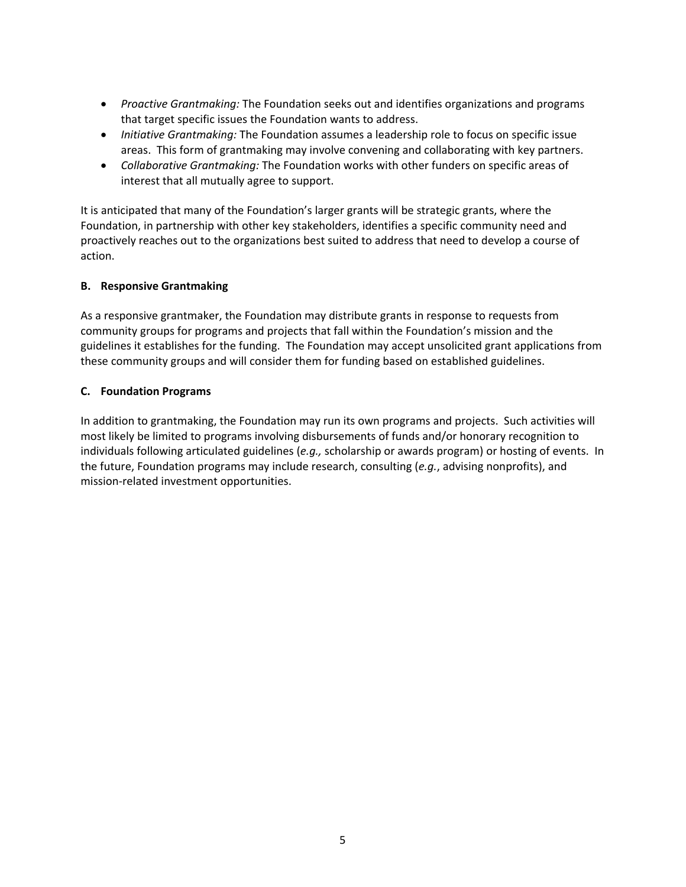- *Proactive Grantmaking:* The Foundation seeks out and identifies organizations and programs that target specific issues the Foundation wants to address.
- *Initiative Grantmaking:* The Foundation assumes a leadership role to focus on specific issue areas. This form of grantmaking may involve convening and collaborating with key partners.
- *Collaborative Grantmaking:* The Foundation works with other funders on specific areas of interest that all mutually agree to support.

It is anticipated that many of the Foundation's larger grants will be strategic grants, where the Foundation, in partnership with other key stakeholders, identifies a specific community need and proactively reaches out to the organizations best suited to address that need to develop a course of action.

**B. Responsive Grantmaking**

As a responsive grantmaker, the Foundation may distribute grants in response to requests from community groups for programs and projects that fall within the Foundation's mission and the guidelines it establishes for the funding. The Foundation may accept unsolicited grant applications from these community groups and will consider them for funding based on established guidelines.

**C. Foundation Programs**

In addition to grantmaking, the Foundation may run its own programs and projects. Such activities will most likely be limited to programs involving disbursements of funds and/or honorary recognition to individuals following articulated guidelines (*e.g.,* scholarship or awards program) or hosting of events. In the future, Foundation programs may include research, consulting (*e.g.*, advising nonprofits), and mission-related investment opportunities.